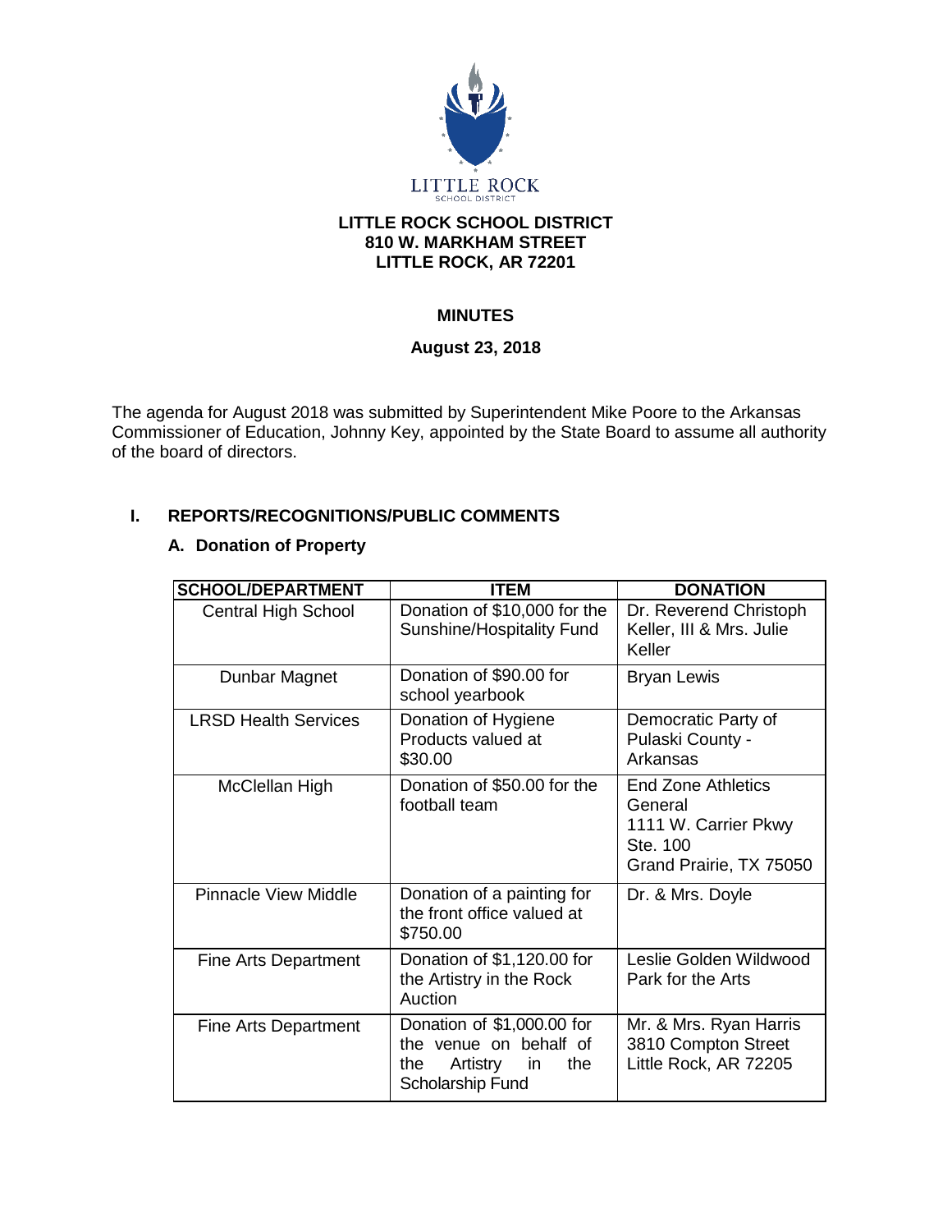LITTLE ROCK SCHOOL DISTRICT

**LITTLE ROCK SCHOOL DISTRICT**
**810 W. MARKHAM STREET**
**LITTLE ROCK, AR 72201**

# MINUTES

**August 23, 2018**

The agenda for August 2018 was submitted by Superintendent Mike Poore to the Arkansas Commissioner of Education, Johnny Key, appointed by the State Board to assume all authority of the board of directors.

## I. REPORTS/RECOGNITIONS/PUBLIC COMMENTS

### A. Donation of Property

| SCHOOL/DEPARTMENT | ITEM | DONATION |
|---|---|---|
| Central High School | Donation of $10,000 for the Sunshine/Hospitality Fund | Dr. Reverend Christoph Keller, III & Mrs. Julie Keller |
| Dunbar Magnet | Donation of $90.00 for school yearbook | Bryan Lewis |
| LRSD Health Services | Donation of Hygiene Products valued at $30.00 | Democratic Party of Pulaski County - Arkansas |
| McClellan High | Donation of $50.00 for the football team | End Zone Athletics General 1111 W. Carrier Pkwy Ste. 100 Grand Prairie, TX 75050 |
| Pinnacle View Middle | Donation of a painting for the front office valued at $750.00 | Dr. & Mrs. Doyle |
| Fine Arts Department | Donation of $1,120.00 for the Artistry in the Rock Auction | Leslie Golden Wildwood Park for the Arts |
| Fine Arts Department | Donation of $1,000.00 for the venue on behalf of the Artistry in the Scholarship Fund | Mr. & Mrs. Ryan Harris 3810 Compton Street Little Rock, AR 72205 |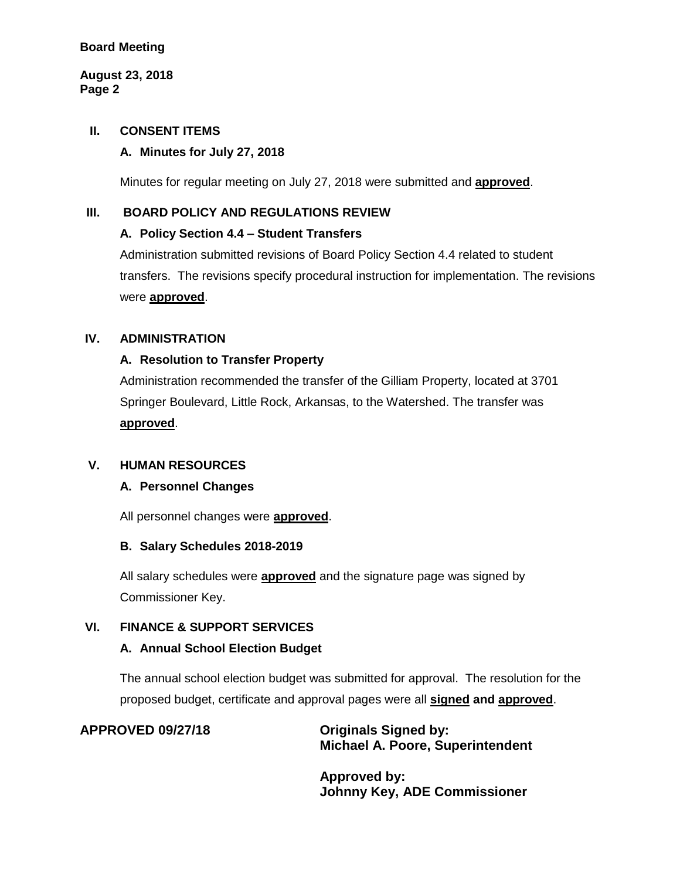**Board Meeting**

**August 23, 2018**

## II. CONSENT ITEMS

### A. Minutes for July 27, 2018

Minutes for regular meeting on July 27, 2018 were submitted and **approved**.

## III. BOARD POLICY AND REGULATIONS REVIEW

### A. Policy Section 4.4 – Student Transfers

Administration submitted revisions of Board Policy Section 4.4 related to student transfers. The revisions specify procedural instruction for implementation. The revisions were **approved**.

## IV. ADMINISTRATION

### A. Resolution to Transfer Property

Administration recommended the transfer of the Gilliam Property, located at 3701 Springer Boulevard, Little Rock, Arkansas, to the Watershed. The transfer was **approved**.

## V. HUMAN RESOURCES

### A. Personnel Changes

All personnel changes were **approved**.

### B. Salary Schedules 2018-2019

All salary schedules were **approved** and the signature page was signed by Commissioner Key.

## VI. FINANCE & SUPPORT SERVICES

### A. Annual School Election Budget

The annual school election budget was submitted for approval. The resolution for the proposed budget, certificate and approval pages were all **signed and approved**.

**APPROVED 09/27/18**

**Originals Signed by:**
**Michael A. Poore, Superintendent**

**Approved by:**
**Johnny Key, ADE Commissioner**